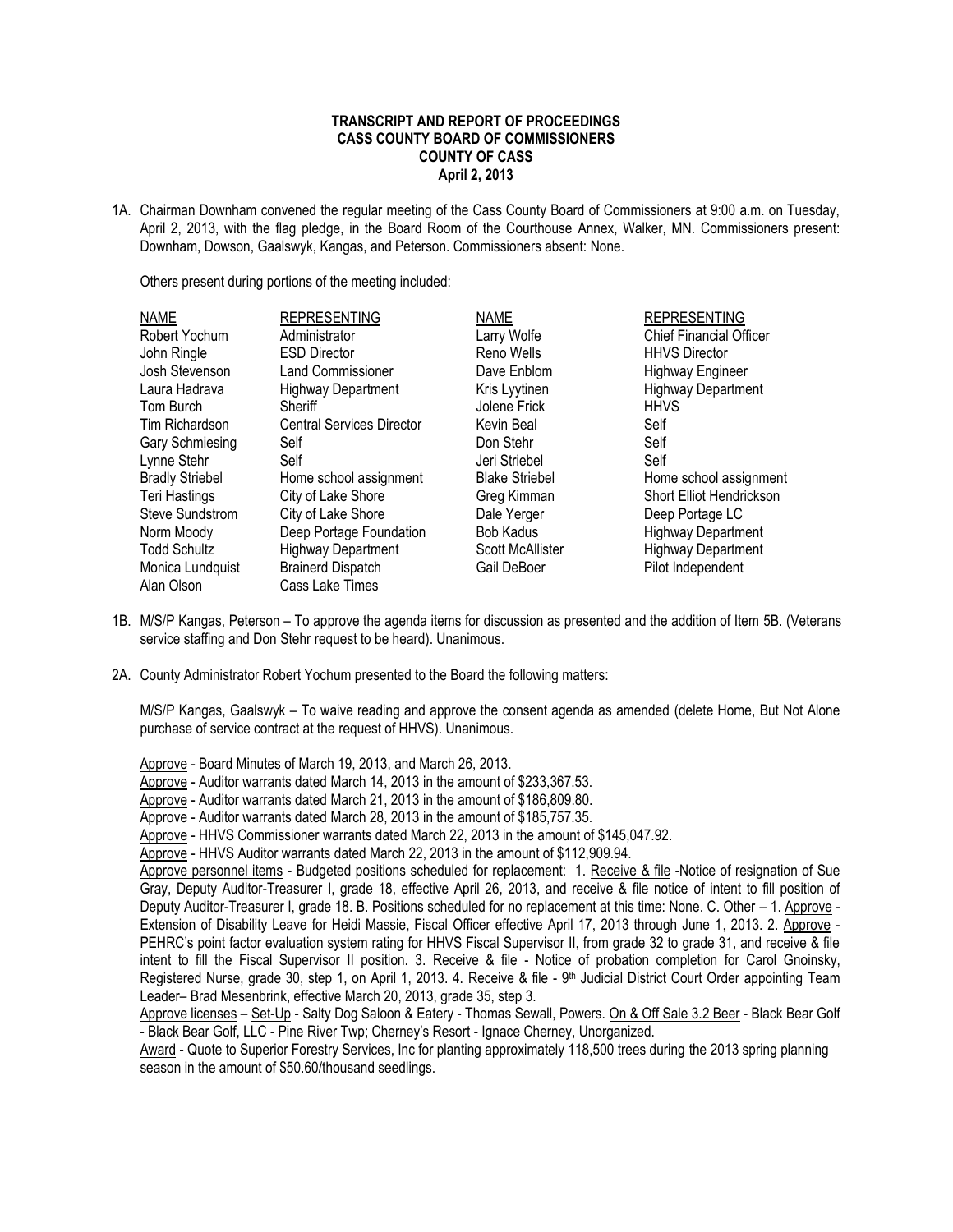**TRANSCRIPT AND REPORT OF PROCEEDINGS**
**CASS COUNTY BOARD OF COMMISSIONERS**
**COUNTY OF CASS**
**April 2, 2013**

1A. Chairman Downham convened the regular meeting of the Cass County Board of Commissioners at 9:00 a.m. on Tuesday, April 2, 2013, with the flag pledge, in the Board Room of the Courthouse Annex, Walker, MN. Commissioners present: Downham, Dowson, Gaalswyk, Kangas, and Peterson. Commissioners absent: None.

Others present during portions of the meeting included:

| NAME | REPRESENTING | NAME | REPRESENTING |
|---|---|---|---|
| Robert Yochum | Administrator | Larry Wolfe | Chief Financial Officer |
| John Ringle | ESD Director | Reno Wells | HHVS Director |
| Josh Stevenson | Land Commissioner | Dave Enblom | Highway Engineer |
| Laura Hadrava | Highway Department | Kris Lyytinen | Highway Department |
| Tom Burch | Sheriff | Jolene Frick | HHVS |
| Tim Richardson | Central Services Director | Kevin Beal | Self |
| Gary Schmiesing | Self | Don Stehr | Self |
| Lynne Stehr | Self | Jeri Striebel | Self |
| Bradly Striebel | Home school assignment | Blake Striebel | Home school assignment |
| Teri Hastings | City of Lake Shore | Greg Kimman | Short Elliot Hendrickson |
| Steve Sundstrom | City of Lake Shore | Dale Yerger | Deep Portage LC |
| Norm Moody | Deep Portage Foundation | Bob Kadus | Highway Department |
| Todd Schultz | Highway Department | Scott McAllister | Highway Department |
| Monica Lundquist | Brainerd Dispatch | Gail DeBoer | Pilot Independent |
| Alan Olson | Cass Lake Times | | |

1B. M/S/P Kangas, Peterson – To approve the agenda items for discussion as presented and the addition of Item 5B. (Veterans service staffing and Don Stehr request to be heard). Unanimous.

2A. County Administrator Robert Yochum presented to the Board the following matters:

M/S/P Kangas, Gaalswyk – To waive reading and approve the consent agenda as amended (delete Home, But Not Alone purchase of service contract at the request of HHVS). Unanimous.

Approve - Board Minutes of March 19, 2013, and March 26, 2013.
Approve - Auditor warrants dated March 14, 2013 in the amount of $233,367.53.
Approve - Auditor warrants dated March 21, 2013 in the amount of $186,809.80.
Approve - Auditor warrants dated March 28, 2013 in the amount of $185,757.35.
Approve - HHVS Commissioner warrants dated March 22, 2013 in the amount of $145,047.92.
Approve - HHVS Auditor warrants dated March 22, 2013 in the amount of $112,909.94.
Approve personnel items - Budgeted positions scheduled for replacement: 1. Receive & file -Notice of resignation of Sue Gray, Deputy Auditor-Treasurer I, grade 18, effective April 26, 2013, and receive & file notice of intent to fill position of Deputy Auditor-Treasurer I, grade 18. B. Positions scheduled for no replacement at this time: None. C. Other – 1. Approve - Extension of Disability Leave for Heidi Massie, Fiscal Officer effective April 17, 2013 through June 1, 2013. 2. Approve - PEHRC's point factor evaluation system rating for HHVS Fiscal Supervisor II, from grade 32 to grade 31, and receive & file intent to fill the Fiscal Supervisor II position. 3. Receive & file - Notice of probation completion for Carol Gnoinsky, Registered Nurse, grade 30, step 1, on April 1, 2013. 4. Receive & file - 9th Judicial District Court Order appointing Team Leader– Brad Mesenbrink, effective March 20, 2013, grade 35, step 3.
Approve licenses – Set-Up - Salty Dog Saloon & Eatery - Thomas Sewall, Powers. On & Off Sale 3.2 Beer - Black Bear Golf - Black Bear Golf, LLC - Pine River Twp; Cherney's Resort - Ignace Cherney, Unorganized.
Award - Quote to Superior Forestry Services, Inc for planting approximately 118,500 trees during the 2013 spring planning season in the amount of $50.60/thousand seedlings.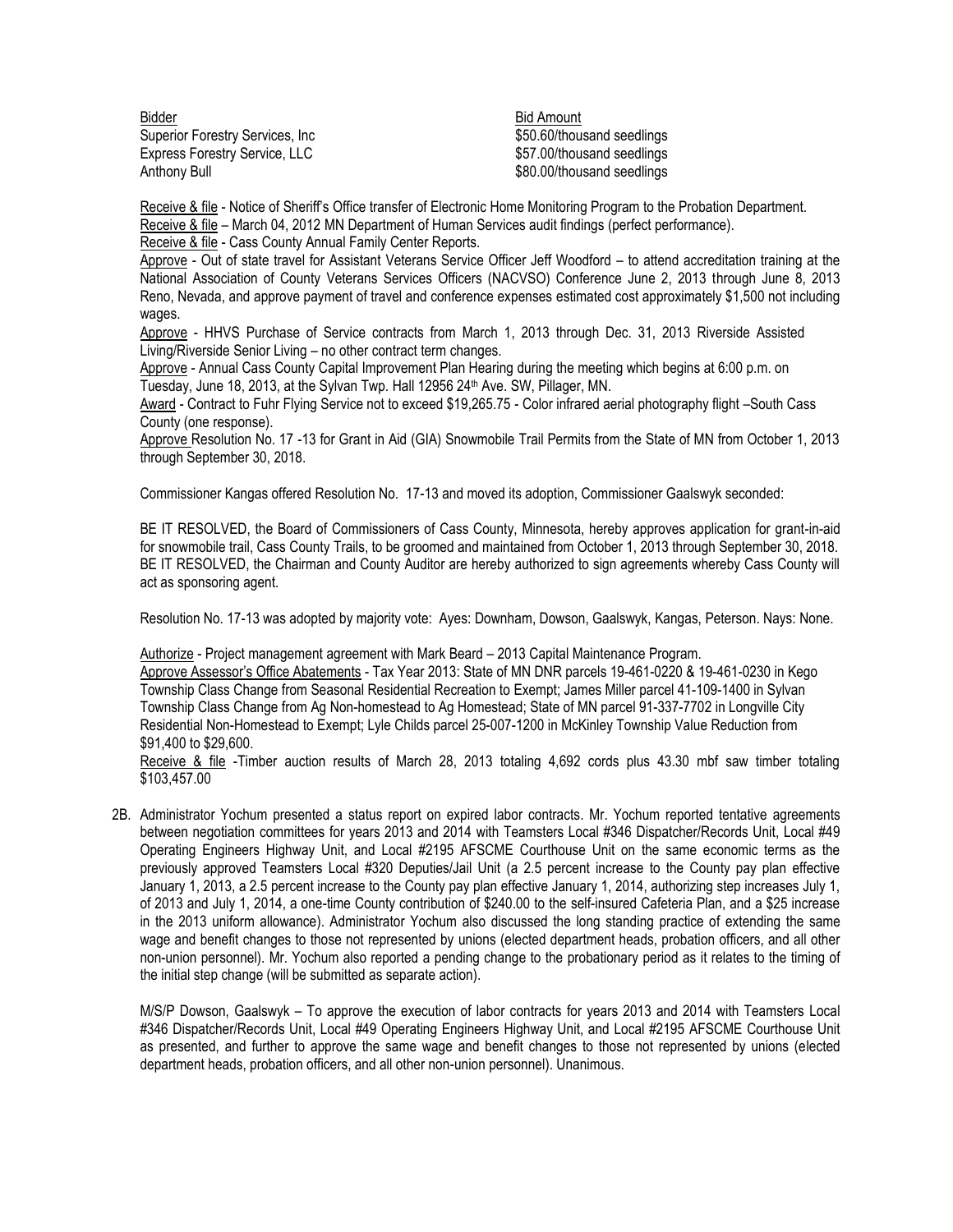| Bidder | Bid Amount |
|---|---|
| Superior Forestry Services, Inc | $50.60/thousand seedlings |
| Express Forestry Service, LLC | $57.00/thousand seedlings |
| Anthony Bull | $80.00/thousand seedlings |

Receive & file - Notice of Sheriff's Office transfer of Electronic Home Monitoring Program to the Probation Department.
Receive & file – March 04, 2012 MN Department of Human Services audit findings (perfect performance).
Receive & file - Cass County Annual Family Center Reports.
Approve - Out of state travel for Assistant Veterans Service Officer Jeff Woodford – to attend accreditation training at the National Association of County Veterans Services Officers (NACVSO) Conference June 2, 2013 through June 8, 2013 Reno, Nevada, and approve payment of travel and conference expenses estimated cost approximately $1,500 not including wages.
Approve - HHVS Purchase of Service contracts from March 1, 2013 through Dec. 31, 2013 Riverside Assisted Living/Riverside Senior Living – no other contract term changes.
Approve - Annual Cass County Capital Improvement Plan Hearing during the meeting which begins at 6:00 p.m. on Tuesday, June 18, 2013, at the Sylvan Twp. Hall 12956 24th Ave. SW, Pillager, MN.
Award - Contract to Fuhr Flying Service not to exceed $19,265.75 - Color infrared aerial photography flight –South Cass County (one response).
Approve Resolution No. 17 -13 for Grant in Aid (GIA) Snowmobile Trail Permits from the State of MN from October 1, 2013 through September 30, 2018.

Commissioner Kangas offered Resolution No. 17-13 and moved its adoption, Commissioner Gaalswyk seconded:

BE IT RESOLVED, the Board of Commissioners of Cass County, Minnesota, hereby approves application for grant-in-aid for snowmobile trail, Cass County Trails, to be groomed and maintained from October 1, 2013 through September 30, 2018.
BE IT RESOLVED, the Chairman and County Auditor are hereby authorized to sign agreements whereby Cass County will act as sponsoring agent.

Resolution No. 17-13 was adopted by majority vote: Ayes: Downham, Dowson, Gaalswyk, Kangas, Peterson. Nays: None.

Authorize - Project management agreement with Mark Beard – 2013 Capital Maintenance Program.
Approve Assessor's Office Abatements - Tax Year 2013: State of MN DNR parcels 19-461-0220 & 19-461-0230 in Kego Township Class Change from Seasonal Residential Recreation to Exempt; James Miller parcel 41-109-1400 in Sylvan Township Class Change from Ag Non-homestead to Ag Homestead; State of MN parcel 91-337-7702 in Longville City Residential Non-Homestead to Exempt; Lyle Childs parcel 25-007-1200 in McKinley Township Value Reduction from $91,400 to $29,600.
Receive & file -Timber auction results of March 28, 2013 totaling 4,692 cords plus 43.30 mbf saw timber totaling $103,457.00

2B. Administrator Yochum presented a status report on expired labor contracts. Mr. Yochum reported tentative agreements between negotiation committees for years 2013 and 2014 with Teamsters Local #346 Dispatcher/Records Unit, Local #49 Operating Engineers Highway Unit, and Local #2195 AFSCME Courthouse Unit on the same economic terms as the previously approved Teamsters Local #320 Deputies/Jail Unit (a 2.5 percent increase to the County pay plan effective January 1, 2013, a 2.5 percent increase to the County pay plan effective January 1, 2014, authorizing step increases July 1, of 2013 and July 1, 2014, a one-time County contribution of $240.00 to the self-insured Cafeteria Plan, and a $25 increase in the 2013 uniform allowance). Administrator Yochum also discussed the long standing practice of extending the same wage and benefit changes to those not represented by unions (elected department heads, probation officers, and all other non-union personnel). Mr. Yochum also reported a pending change to the probationary period as it relates to the timing of the initial step change (will be submitted as separate action).

M/S/P Dowson, Gaalswyk – To approve the execution of labor contracts for years 2013 and 2014 with Teamsters Local #346 Dispatcher/Records Unit, Local #49 Operating Engineers Highway Unit, and Local #2195 AFSCME Courthouse Unit as presented, and further to approve the same wage and benefit changes to those not represented by unions (elected department heads, probation officers, and all other non-union personnel). Unanimous.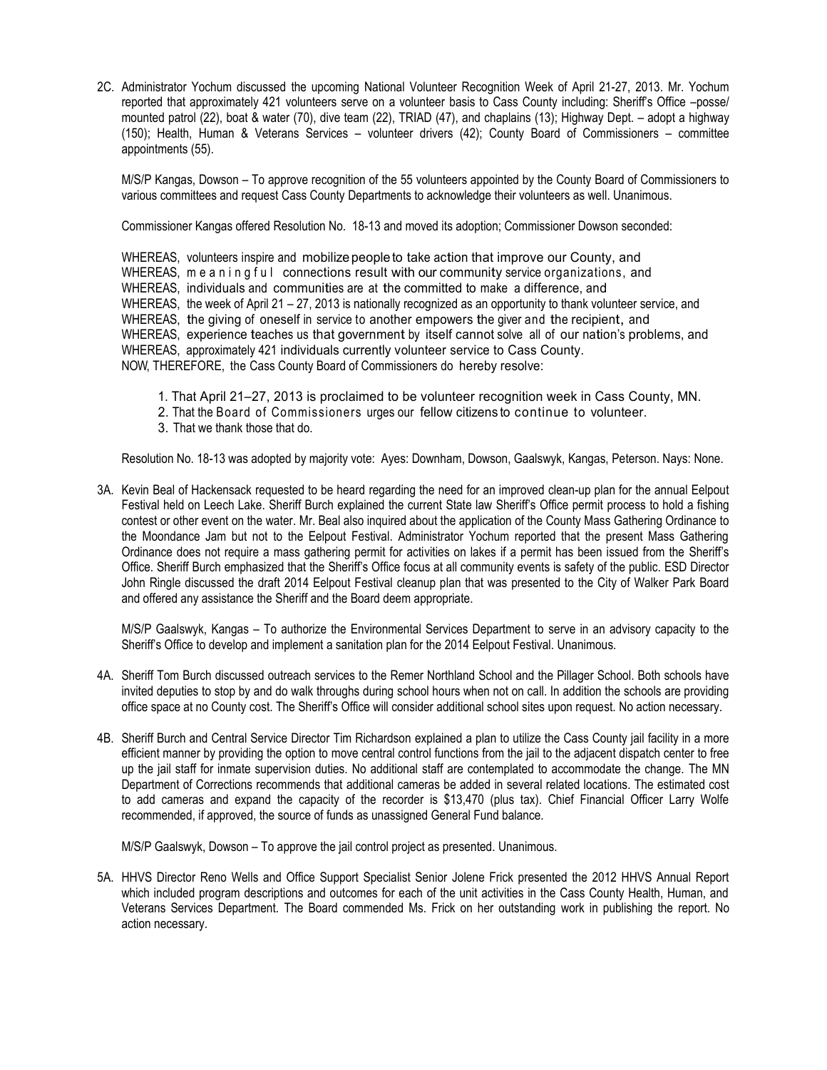2C. Administrator Yochum discussed the upcoming National Volunteer Recognition Week of April 21-27, 2013. Mr. Yochum reported that approximately 421 volunteers serve on a volunteer basis to Cass County including: Sheriff's Office –posse/ mounted patrol (22), boat & water (70), dive team (22), TRIAD (47), and chaplains (13); Highway Dept. – adopt a highway (150); Health, Human & Veterans Services – volunteer drivers (42); County Board of Commissioners – committee appointments (55).

M/S/P Kangas, Dowson – To approve recognition of the 55 volunteers appointed by the County Board of Commissioners to various committees and request Cass County Departments to acknowledge their volunteers as well. Unanimous.

Commissioner Kangas offered Resolution No. 18-13 and moved its adoption; Commissioner Dowson seconded:

WHEREAS, volunteers inspire and mobilize people to take action that improve our County, and
WHEREAS, meaningful connections result with our community service organizations, and
WHEREAS, individuals and communities are at the committed to make a difference, and
WHEREAS, the week of April 21 – 27, 2013 is nationally recognized as an opportunity to thank volunteer service, and
WHEREAS, the giving of oneself in service to another empowers the giver and the recipient, and
WHEREAS, experience teaches us that government by itself cannot solve all of our nation's problems, and
WHEREAS, approximately 421 individuals currently volunteer service to Cass County.
NOW, THEREFORE, the Cass County Board of Commissioners do hereby resolve:

1. That April 21–27, 2013 is proclaimed to be volunteer recognition week in Cass County, MN.
2. That the Board of Commissioners urges our fellow citizens to continue to volunteer.
3. That we thank those that do.

Resolution No. 18-13 was adopted by majority vote: Ayes: Downham, Dowson, Gaalswyk, Kangas, Peterson. Nays: None.

3A. Kevin Beal of Hackensack requested to be heard regarding the need for an improved clean-up plan for the annual Eelpout Festival held on Leech Lake. Sheriff Burch explained the current State law Sheriff's Office permit process to hold a fishing contest or other event on the water. Mr. Beal also inquired about the application of the County Mass Gathering Ordinance to the Moondance Jam but not to the Eelpout Festival. Administrator Yochum reported that the present Mass Gathering Ordinance does not require a mass gathering permit for activities on lakes if a permit has been issued from the Sheriff's Office. Sheriff Burch emphasized that the Sheriff's Office focus at all community events is safety of the public. ESD Director John Ringle discussed the draft 2014 Eelpout Festival cleanup plan that was presented to the City of Walker Park Board and offered any assistance the Sheriff and the Board deem appropriate.

M/S/P Gaalswyk, Kangas – To authorize the Environmental Services Department to serve in an advisory capacity to the Sheriff's Office to develop and implement a sanitation plan for the 2014 Eelpout Festival. Unanimous.

4A. Sheriff Tom Burch discussed outreach services to the Remer Northland School and the Pillager School. Both schools have invited deputies to stop by and do walk throughs during school hours when not on call. In addition the schools are providing office space at no County cost. The Sheriff's Office will consider additional school sites upon request. No action necessary.

4B. Sheriff Burch and Central Service Director Tim Richardson explained a plan to utilize the Cass County jail facility in a more efficient manner by providing the option to move central control functions from the jail to the adjacent dispatch center to free up the jail staff for inmate supervision duties. No additional staff are contemplated to accommodate the change. The MN Department of Corrections recommends that additional cameras be added in several related locations. The estimated cost to add cameras and expand the capacity of the recorder is $13,470 (plus tax). Chief Financial Officer Larry Wolfe recommended, if approved, the source of funds as unassigned General Fund balance.

M/S/P Gaalswyk, Dowson – To approve the jail control project as presented. Unanimous.

5A. HHVS Director Reno Wells and Office Support Specialist Senior Jolene Frick presented the 2012 HHVS Annual Report which included program descriptions and outcomes for each of the unit activities in the Cass County Health, Human, and Veterans Services Department. The Board commended Ms. Frick on her outstanding work in publishing the report. No action necessary.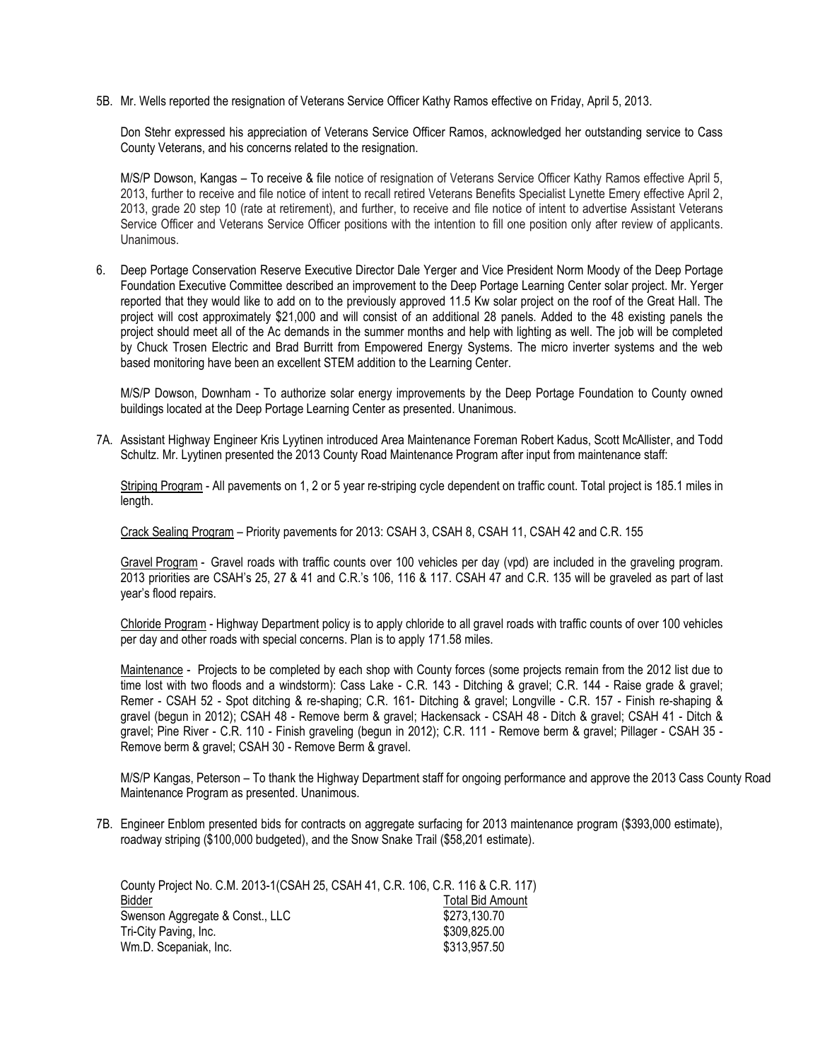5B. Mr. Wells reported the resignation of Veterans Service Officer Kathy Ramos effective on Friday, April 5, 2013.

Don Stehr expressed his appreciation of Veterans Service Officer Ramos, acknowledged her outstanding service to Cass County Veterans, and his concerns related to the resignation.

M/S/P Dowson, Kangas – To receive & file notice of resignation of Veterans Service Officer Kathy Ramos effective April 5, 2013, further to receive and file notice of intent to recall retired Veterans Benefits Specialist Lynette Emery effective April 2, 2013, grade 20 step 10 (rate at retirement), and further, to receive and file notice of intent to advertise Assistant Veterans Service Officer and Veterans Service Officer positions with the intention to fill one position only after review of applicants. Unanimous.

6. Deep Portage Conservation Reserve Executive Director Dale Yerger and Vice President Norm Moody of the Deep Portage Foundation Executive Committee described an improvement to the Deep Portage Learning Center solar project. Mr. Yerger reported that they would like to add on to the previously approved 11.5 Kw solar project on the roof of the Great Hall. The project will cost approximately $21,000 and will consist of an additional 28 panels. Added to the 48 existing panels the project should meet all of the Ac demands in the summer months and help with lighting as well. The job will be completed by Chuck Trosen Electric and Brad Burritt from Empowered Energy Systems. The micro inverter systems and the web based monitoring have been an excellent STEM addition to the Learning Center.

M/S/P Dowson, Downham - To authorize solar energy improvements by the Deep Portage Foundation to County owned buildings located at the Deep Portage Learning Center as presented. Unanimous.

7A. Assistant Highway Engineer Kris Lyytinen introduced Area Maintenance Foreman Robert Kadus, Scott McAllister, and Todd Schultz. Mr. Lyytinen presented the 2013 County Road Maintenance Program after input from maintenance staff:

<u>Striping Program</u> - All pavements on 1, 2 or 5 year re-striping cycle dependent on traffic count. Total project is 185.1 miles in length.

<u>Crack Sealing Program</u> – Priority pavements for 2013: CSAH 3, CSAH 8, CSAH 11, CSAH 42 and C.R. 155

<u>Gravel Program</u> - Gravel roads with traffic counts over 100 vehicles per day (vpd) are included in the graveling program. 2013 priorities are CSAH's 25, 27 & 41 and C.R.'s 106, 116 & 117. CSAH 47 and C.R. 135 will be graveled as part of last year's flood repairs.

<u>Chloride Program</u> - Highway Department policy is to apply chloride to all gravel roads with traffic counts of over 100 vehicles per day and other roads with special concerns. Plan is to apply 171.58 miles.

<u>Maintenance</u> - Projects to be completed by each shop with County forces (some projects remain from the 2012 list due to time lost with two floods and a windstorm): Cass Lake - C.R. 143 - Ditching & gravel; C.R. 144 - Raise grade & gravel; Remer - CSAH 52 - Spot ditching & re-shaping; C.R. 161- Ditching & gravel; Longville - C.R. 157 - Finish re-shaping & gravel (begun in 2012); CSAH 48 - Remove berm & gravel; Hackensack - CSAH 48 - Ditch & gravel; CSAH 41 - Ditch & gravel; Pine River - C.R. 110 - Finish graveling (begun in 2012); C.R. 111 - Remove berm & gravel; Pillager - CSAH 35 - Remove berm & gravel; CSAH 30 - Remove Berm & gravel.

M/S/P Kangas, Peterson – To thank the Highway Department staff for ongoing performance and approve the 2013 Cass County Road Maintenance Program as presented. Unanimous.

7B. Engineer Enblom presented bids for contracts on aggregate surfacing for 2013 maintenance program ($393,000 estimate), roadway striping ($100,000 budgeted), and the Snow Snake Trail ($58,201 estimate).

County Project No. C.M. 2013-1(CSAH 25, CSAH 41, C.R. 106, C.R. 116 & C.R. 117)

| Bidder | Total Bid Amount |
|---|---|
| Swenson Aggregate & Const., LLC | $273,130.70 |
| Tri-City Paving, Inc. | $309,825.00 |
| Wm.D. Scepaniak, Inc. | $313,957.50 |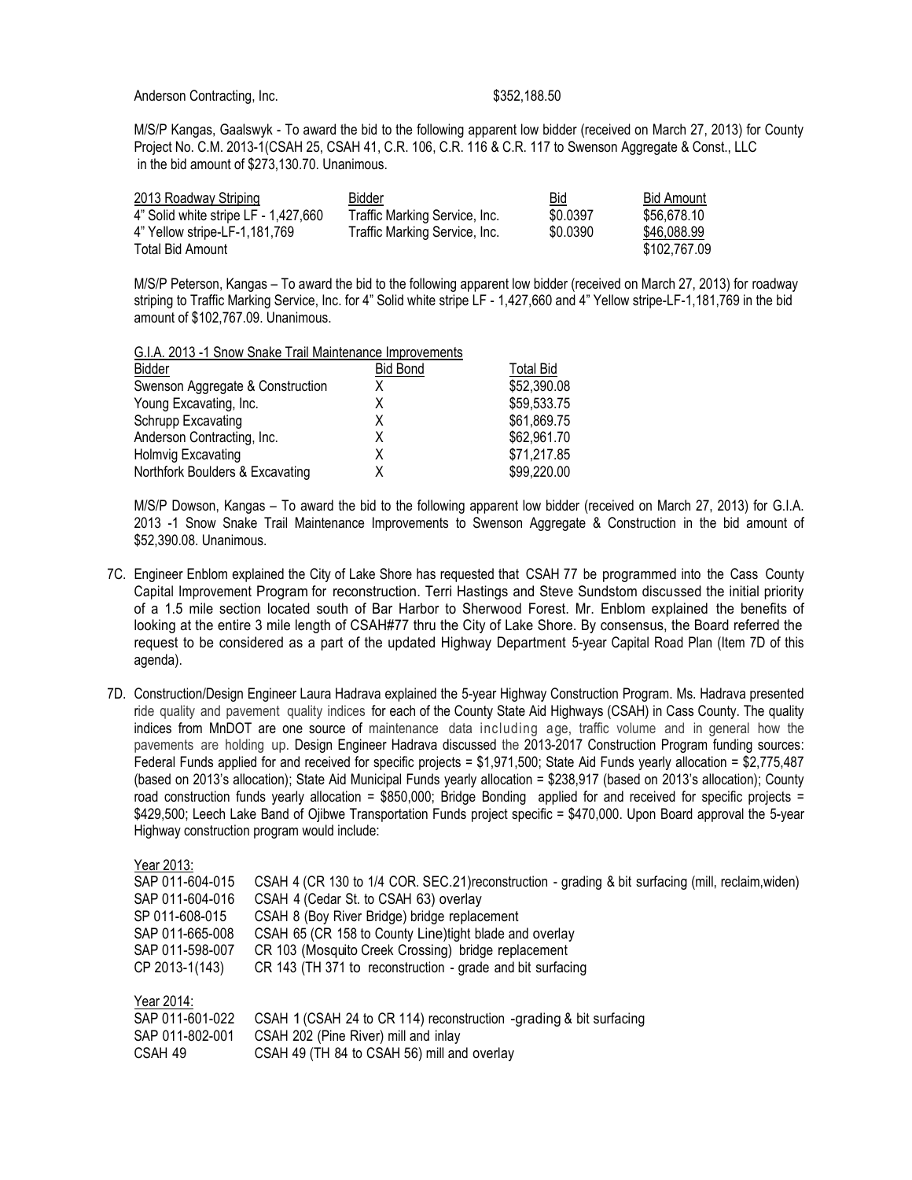Anderson Contracting, Inc. $352,188.50

M/S/P Kangas, Gaalswyk - To award the bid to the following apparent low bidder (received on March 27, 2013) for County Project No. C.M. 2013-1(CSAH 25, CSAH 41, C.R. 106, C.R. 116 & C.R. 117 to Swenson Aggregate & Const., LLC in the bid amount of $273,130.70. Unanimous.

| 2013 Roadway Striping | Bidder | Bid | Bid Amount |
|---|---|---|---|
| 4" Solid white stripe LF - 1,427,660 | Traffic Marking Service, Inc. | $0.0397 | $56,678.10 |
| 4" Yellow stripe-LF-1,181,769 | Traffic Marking Service, Inc. | $0.0390 | $46,088.99 |
| Total Bid Amount | | | $102,767.09 |

M/S/P Peterson, Kangas – To award the bid to the following apparent low bidder (received on March 27, 2013) for roadway striping to Traffic Marking Service, Inc. for 4" Solid white stripe LF - 1,427,660 and 4" Yellow stripe-LF-1,181,769 in the bid amount of $102,767.09. Unanimous.

G.I.A. 2013 -1 Snow Snake Trail Maintenance Improvements

| Bidder | Bid Bond | Total Bid |
|---|---|---|
| Swenson Aggregate & Construction | X | $52,390.08 |
| Young Excavating, Inc. | X | $59,533.75 |
| Schrupp Excavating | X | $61,869.75 |
| Anderson Contracting, Inc. | X | $62,961.70 |
| Holmvig Excavating | X | $71,217.85 |
| Northfork Boulders & Excavating | X | $99,220.00 |

M/S/P Dowson, Kangas – To award the bid to the following apparent low bidder (received on March 27, 2013) for G.I.A. 2013 -1 Snow Snake Trail Maintenance Improvements to Swenson Aggregate & Construction in the bid amount of $52,390.08. Unanimous.

7C. Engineer Enblom explained the City of Lake Shore has requested that CSAH 77 be programmed into the Cass County Capital Improvement Program for reconstruction. Terri Hastings and Steve Sundstom discussed the initial priority of a 1.5 mile section located south of Bar Harbor to Sherwood Forest. Mr. Enblom explained the benefits of looking at the entire 3 mile length of CSAH#77 thru the City of Lake Shore. By consensus, the Board referred the request to be considered as a part of the updated Highway Department 5-year Capital Road Plan (Item 7D of this agenda).

7D. Construction/Design Engineer Laura Hadrava explained the 5-year Highway Construction Program. Ms. Hadrava presented ride quality and pavement quality indices for each of the County State Aid Highways (CSAH) in Cass County. The quality indices from MnDOT are one source of maintenance data including age, traffic volume and in general how the pavements are holding up. Design Engineer Hadrava discussed the 2013-2017 Construction Program funding sources: Federal Funds applied for and received for specific projects = $1,971,500; State Aid Funds yearly allocation = $2,775,487 (based on 2013's allocation); State Aid Municipal Funds yearly allocation = $238,917 (based on 2013's allocation); County road construction funds yearly allocation = $850,000; Bridge Bonding applied for and received for specific projects = $429,500; Leech Lake Band of Ojibwe Transportation Funds project specific = $470,000. Upon Board approval the 5-year Highway construction program would include:

Year 2013:

| | |
|---|---|
| SAP 011-604-015 | CSAH 4 (CR 130 to 1/4 COR. SEC.21)reconstruction - grading & bit surfacing (mill, reclaim,widen) |
| SAP 011-604-016 | CSAH 4 (Cedar St. to CSAH 63) overlay |
| SP 011-608-015 | CSAH 8 (Boy River Bridge) bridge replacement |
| SAP 011-665-008 | CSAH 65 (CR 158 to County Line)tight blade and overlay |
| SAP 011-598-007 | CR 103 (Mosquito Creek Crossing) bridge replacement |
| CP 2013-1(143) | CR 143 (TH 371 to reconstruction - grade and bit surfacing |

Year 2014:

| | |
|---|---|
| SAP 011-601-022 | CSAH 1 (CSAH 24 to CR 114) reconstruction -grading & bit surfacing |
| SAP 011-802-001 | CSAH 202 (Pine River) mill and inlay |
| CSAH 49 | CSAH 49 (TH 84 to CSAH 56) mill and overlay |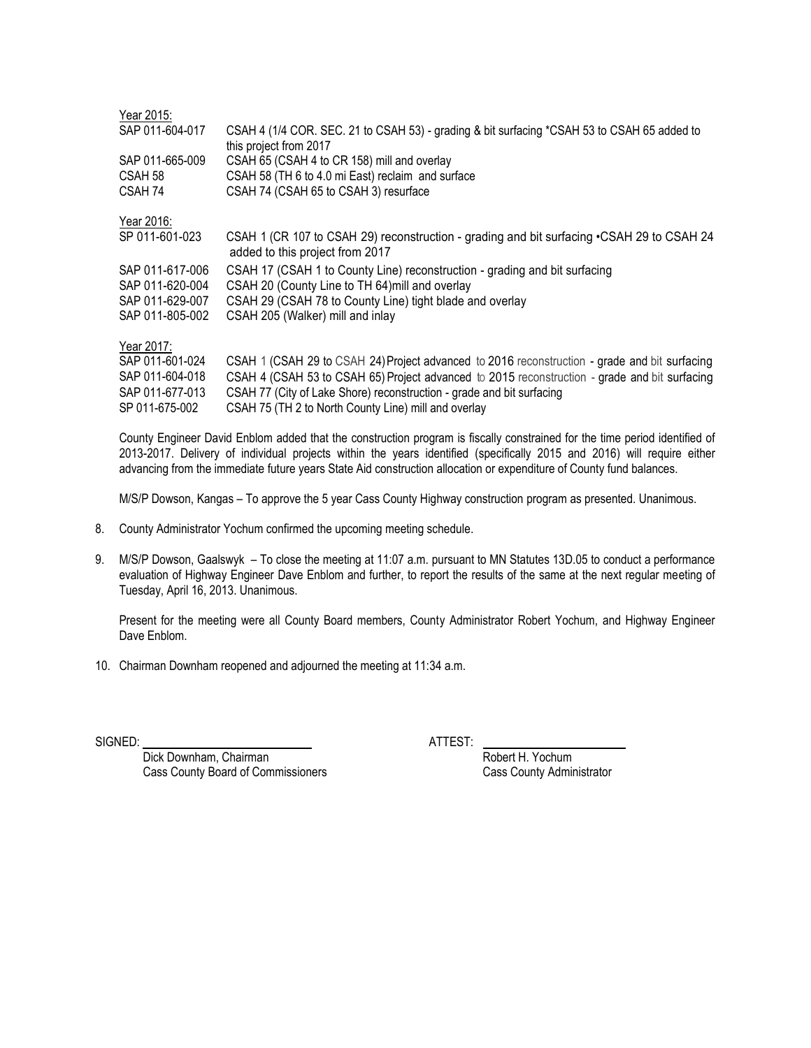Year 2015:

| | |
|---|---|
| SAP 011-604-017 | CSAH 4 (1/4 COR. SEC. 21 to CSAH 53) - grading & bit surfacing *CSAH 53 to CSAH 65 added to this project from 2017 |
| SAP 011-665-009 | CSAH 65 (CSAH 4 to CR 158) mill and overlay |
| CSAH 58 | CSAH 58 (TH 6 to 4.0 mi East) reclaim and surface |
| CSAH 74 | CSAH 74 (CSAH 65 to CSAH 3) resurface |

Year 2016:

| | |
|---|---|
| SP 011-601-023 | CSAH 1 (CR 107 to CSAH 29) reconstruction - grading and bit surfacing •CSAH 29 to CSAH 24 added to this project from 2017 |
| SAP 011-617-006 | CSAH 17 (CSAH 1 to County Line) reconstruction - grading and bit surfacing |
| SAP 011-620-004 | CSAH 20 (County Line to TH 64)mill and overlay |
| SAP 011-629-007 | CSAH 29 (CSAH 78 to County Line) tight blade and overlay |
| SAP 011-805-002 | CSAH 205 (Walker) mill and inlay |

Year 2017:

| | |
|---|---|
| SAP 011-601-024 | CSAH 1 (CSAH 29 to CSAH 24) Project advanced to 2016 reconstruction - grade and bit surfacing |
| SAP 011-604-018 | CSAH 4 (CSAH 53 to CSAH 65) Project advanced to 2015 reconstruction - grade and bit surfacing |
| SAP 011-677-013 | CSAH 77 (City of Lake Shore) reconstruction - grade and bit surfacing |
| SP 011-675-002 | CSAH 75 (TH 2 to North County Line) mill and overlay |

County Engineer David Enblom added that the construction program is fiscally constrained for the time period identified of 2013-2017. Delivery of individual projects within the years identified (specifically 2015 and 2016) will require either advancing from the immediate future years State Aid construction allocation or expenditure of County fund balances.

M/S/P Dowson, Kangas – To approve the 5 year Cass County Highway construction program as presented. Unanimous.

8. County Administrator Yochum confirmed the upcoming meeting schedule.

9. M/S/P Dowson, Gaalswyk – To close the meeting at 11:07 a.m. pursuant to MN Statutes 13D.05 to conduct a performance evaluation of Highway Engineer Dave Enblom and further, to report the results of the same at the next regular meeting of Tuesday, April 16, 2013. Unanimous.

   Present for the meeting were all County Board members, County Administrator Robert Yochum, and Highway Engineer Dave Enblom.

10. Chairman Downham reopened and adjourned the meeting at 11:34 a.m.

SIGNED: ____________________________

Dick Downham, Chairman
Cass County Board of Commissioners

ATTEST: ____________________________

Robert H. Yochum
Cass County Administrator